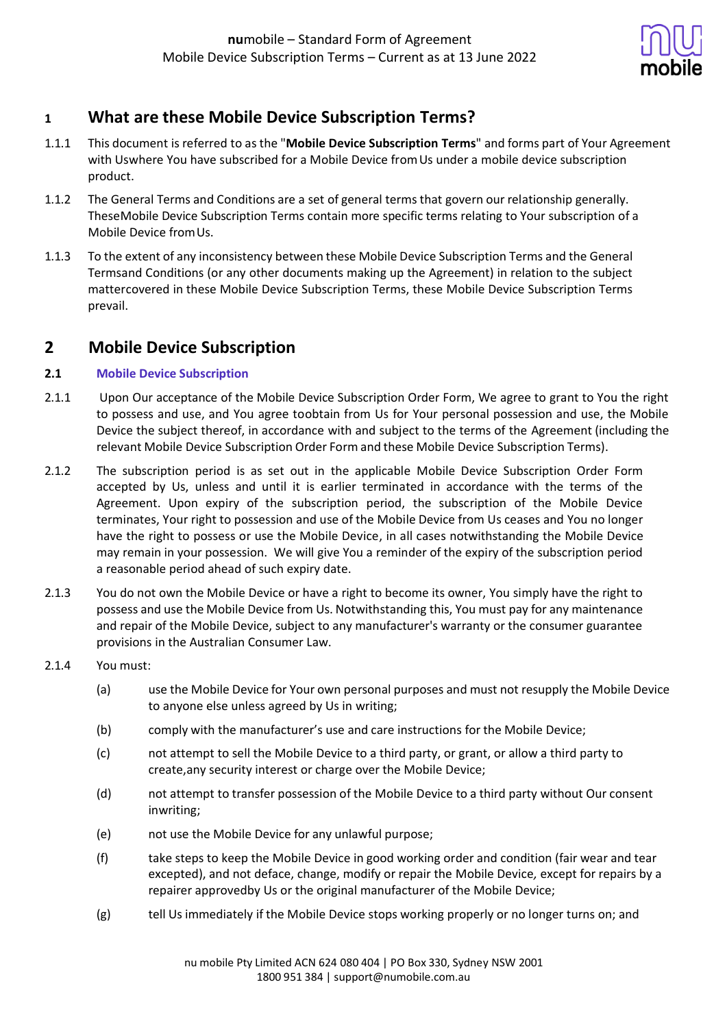**nu**mobile – Standard Form of Agreement
Mobile Device Subscription Terms – Current as at 13 June 2022

## 1 What are these Mobile Device Subscription Terms?

1.1.1 This document is referred to as the "**Mobile Device Subscription Terms**" and forms part of Your Agreement with Uswhere You have subscribed for a Mobile Device from Us under a mobile device subscription product.

1.1.2 The General Terms and Conditions are a set of general terms that govern our relationship generally. TheseMobile Device Subscription Terms contain more specific terms relating to Your subscription of a Mobile Device from Us.

1.1.3 To the extent of any inconsistency between these Mobile Device Subscription Terms and the General Termsand Conditions (or any other documents making up the Agreement) in relation to the subject mattercovered in these Mobile Device Subscription Terms, these Mobile Device Subscription Terms prevail.

## 2 Mobile Device Subscription

### 2.1 Mobile Device Subscription

2.1.1 Upon Our acceptance of the Mobile Device Subscription Order Form, We agree to grant to You the right to possess and use, and You agree toobtain from Us for Your personal possession and use, the Mobile Device the subject thereof, in accordance with and subject to the terms of the Agreement (including the relevant Mobile Device Subscription Order Form and these Mobile Device Subscription Terms).

2.1.2 The subscription period is as set out in the applicable Mobile Device Subscription Order Form accepted by Us, unless and until it is earlier terminated in accordance with the terms of the Agreement. Upon expiry of the subscription period, the subscription of the Mobile Device terminates, Your right to possession and use of the Mobile Device from Us ceases and You no longer have the right to possess or use the Mobile Device, in all cases notwithstanding the Mobile Device may remain in your possession. We will give You a reminder of the expiry of the subscription period a reasonable period ahead of such expiry date.

2.1.3 You do not own the Mobile Device or have a right to become its owner, You simply have the right to possess and use the Mobile Device from Us. Notwithstanding this, You must pay for any maintenance and repair of the Mobile Device, subject to any manufacturer's warranty or the consumer guarantee provisions in the Australian Consumer Law.

2.1.4 You must:

(a) use the Mobile Device for Your own personal purposes and must not resupply the Mobile Device to anyone else unless agreed by Us in writing;

(b) comply with the manufacturer's use and care instructions for the Mobile Device;

(c) not attempt to sell the Mobile Device to a third party, or grant, or allow a third party to create,any security interest or charge over the Mobile Device;

(d) not attempt to transfer possession of the Mobile Device to a third party without Our consent inwriting;

(e) not use the Mobile Device for any unlawful purpose;

(f) take steps to keep the Mobile Device in good working order and condition (fair wear and tear excepted), and not deface, change, modify or repair the Mobile Device, except for repairs by a repairer approvedby Us or the original manufacturer of the Mobile Device;

(g) tell Us immediately if the Mobile Device stops working properly or no longer turns on; and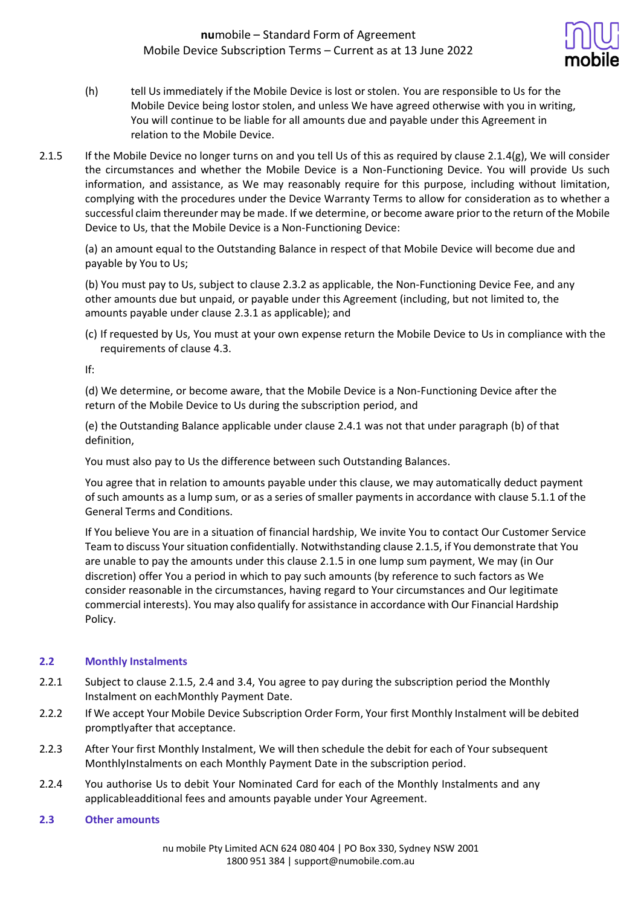(h) tell Us immediately if the Mobile Device is lost or stolen. You are responsible to Us for the Mobile Device being lostor stolen, and unless We have agreed otherwise with you in writing, You will continue to be liable for all amounts due and payable under this Agreement in relation to the Mobile Device.

2.1.5 If the Mobile Device no longer turns on and you tell Us of this as required by clause 2.1.4(g), We will consider the circumstances and whether the Mobile Device is a Non-Functioning Device. You will provide Us such information, and assistance, as We may reasonably require for this purpose, including without limitation, complying with the procedures under the Device Warranty Terms to allow for consideration as to whether a successful claim thereunder may be made. If we determine, or become aware prior to the return of the Mobile Device to Us, that the Mobile Device is a Non-Functioning Device:

(a) an amount equal to the Outstanding Balance in respect of that Mobile Device will become due and payable by You to Us;

(b) You must pay to Us, subject to clause 2.3.2 as applicable, the Non-Functioning Device Fee, and any other amounts due but unpaid, or payable under this Agreement (including, but not limited to, the amounts payable under clause 2.3.1 as applicable); and

(c) If requested by Us, You must at your own expense return the Mobile Device to Us in compliance with the requirements of clause 4.3.

If:

(d) We determine, or become aware, that the Mobile Device is a Non-Functioning Device after the return of the Mobile Device to Us during the subscription period, and

(e) the Outstanding Balance applicable under clause 2.4.1 was not that under paragraph (b) of that definition,

You must also pay to Us the difference between such Outstanding Balances.

You agree that in relation to amounts payable under this clause, we may automatically deduct payment of such amounts as a lump sum, or as a series of smaller payments in accordance with clause 5.1.1 of the General Terms and Conditions.

If You believe You are in a situation of financial hardship, We invite You to contact Our Customer Service Team to discuss Your situation confidentially. Notwithstanding clause 2.1.5, if You demonstrate that You are unable to pay the amounts under this clause 2.1.5 in one lump sum payment, We may (in Our discretion) offer You a period in which to pay such amounts (by reference to such factors as We consider reasonable in the circumstances, having regard to Your circumstances and Our legitimate commercial interests). You may also qualify for assistance in accordance with Our Financial Hardship Policy.

## 2.2 Monthly Instalments

2.2.1 Subject to clause 2.1.5, 2.4 and 3.4, You agree to pay during the subscription period the Monthly Instalment on eachMonthly Payment Date.

2.2.2 If We accept Your Mobile Device Subscription Order Form, Your first Monthly Instalment will be debited promptlyafter that acceptance.

2.2.3 After Your first Monthly Instalment, We will then schedule the debit for each of Your subsequent MonthlyInstalments on each Monthly Payment Date in the subscription period.

2.2.4 You authorise Us to debit Your Nominated Card for each of the Monthly Instalments and any applicableadditional fees and amounts payable under Your Agreement.

## 2.3 Other amounts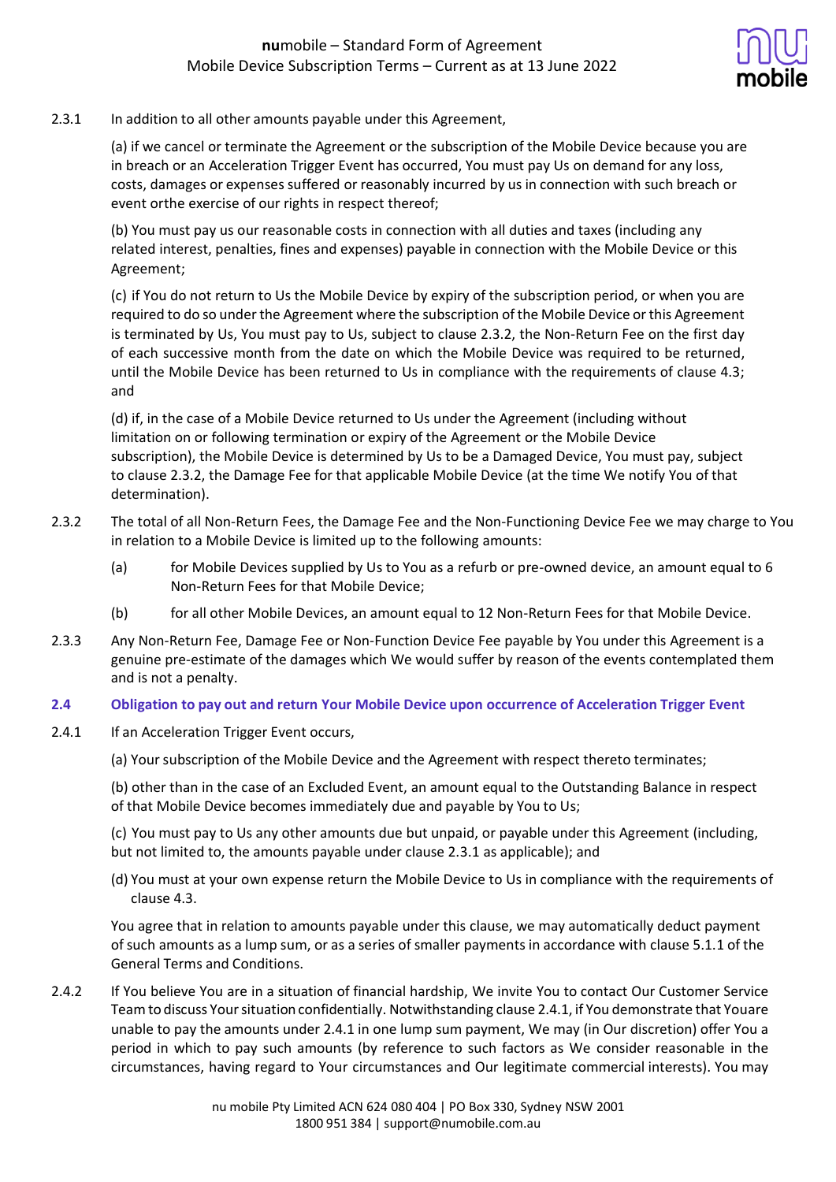2.3.1 In addition to all other amounts payable under this Agreement,

(a) if we cancel or terminate the Agreement or the subscription of the Mobile Device because you are in breach or an Acceleration Trigger Event has occurred, You must pay Us on demand for any loss, costs, damages or expenses suffered or reasonably incurred by us in connection with such breach or event orthe exercise of our rights in respect thereof;

(b) You must pay us our reasonable costs in connection with all duties and taxes (including any related interest, penalties, fines and expenses) payable in connection with the Mobile Device or this Agreement;

(c) if You do not return to Us the Mobile Device by expiry of the subscription period, or when you are required to do so under the Agreement where the subscription of the Mobile Device or this Agreement is terminated by Us, You must pay to Us, subject to clause 2.3.2, the Non-Return Fee on the first day of each successive month from the date on which the Mobile Device was required to be returned, until the Mobile Device has been returned to Us in compliance with the requirements of clause 4.3; and

(d) if, in the case of a Mobile Device returned to Us under the Agreement (including without limitation on or following termination or expiry of the Agreement or the Mobile Device subscription), the Mobile Device is determined by Us to be a Damaged Device, You must pay, subject to clause 2.3.2, the Damage Fee for that applicable Mobile Device (at the time We notify You of that determination).

2.3.2 The total of all Non-Return Fees, the Damage Fee and the Non-Functioning Device Fee we may charge to You in relation to a Mobile Device is limited up to the following amounts:

(a) for Mobile Devices supplied by Us to You as a refurb or pre-owned device, an amount equal to 6 Non-Return Fees for that Mobile Device;

(b) for all other Mobile Devices, an amount equal to 12 Non-Return Fees for that Mobile Device.

2.3.3 Any Non-Return Fee, Damage Fee or Non-Function Device Fee payable by You under this Agreement is a genuine pre-estimate of the damages which We would suffer by reason of the events contemplated them and is not a penalty.

### 2.4 Obligation to pay out and return Your Mobile Device upon occurrence of Acceleration Trigger Event

2.4.1 If an Acceleration Trigger Event occurs,

(a) Your subscription of the Mobile Device and the Agreement with respect thereto terminates;

(b) other than in the case of an Excluded Event, an amount equal to the Outstanding Balance in respect of that Mobile Device becomes immediately due and payable by You to Us;

(c) You must pay to Us any other amounts due but unpaid, or payable under this Agreement (including, but not limited to, the amounts payable under clause 2.3.1 as applicable); and

(d) You must at your own expense return the Mobile Device to Us in compliance with the requirements of clause 4.3.

You agree that in relation to amounts payable under this clause, we may automatically deduct payment of such amounts as a lump sum, or as a series of smaller payments in accordance with clause 5.1.1 of the General Terms and Conditions.

2.4.2 If You believe You are in a situation of financial hardship, We invite You to contact Our Customer Service Team to discuss Your situation confidentially. Notwithstanding clause 2.4.1, if You demonstrate that Youare unable to pay the amounts under 2.4.1 in one lump sum payment, We may (in Our discretion) offer You a period in which to pay such amounts (by reference to such factors as We consider reasonable in the circumstances, having regard to Your circumstances and Our legitimate commercial interests). You may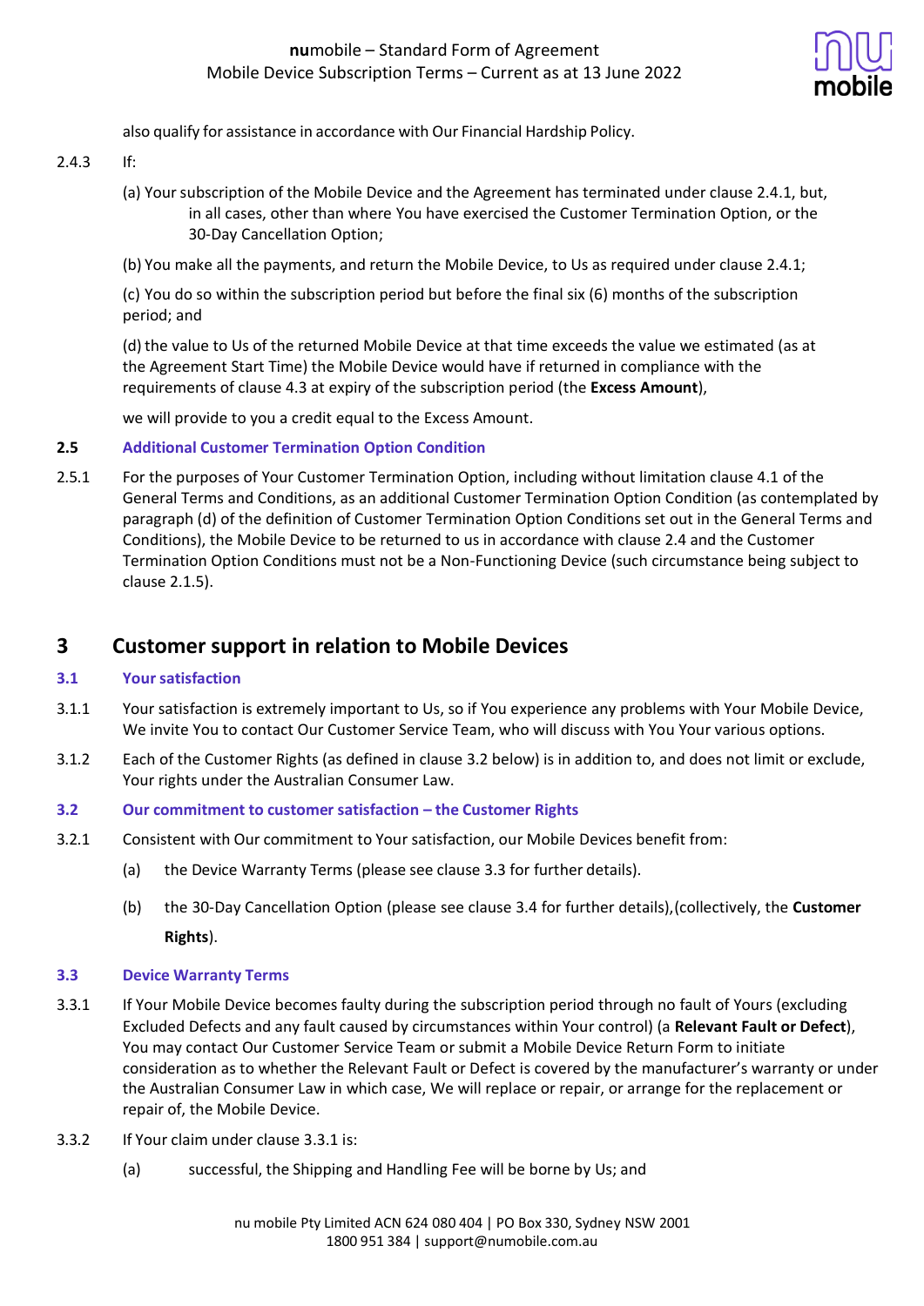also qualify for assistance in accordance with Our Financial Hardship Policy.

2.4.3 If:

(a) Your subscription of the Mobile Device and the Agreement has terminated under clause 2.4.1, but, in all cases, other than where You have exercised the Customer Termination Option, or the 30-Day Cancellation Option;

(b) You make all the payments, and return the Mobile Device, to Us as required under clause 2.4.1;

(c) You do so within the subscription period but before the final six (6) months of the subscription period; and

(d) the value to Us of the returned Mobile Device at that time exceeds the value we estimated (as at the Agreement Start Time) the Mobile Device would have if returned in compliance with the requirements of clause 4.3 at expiry of the subscription period (the **Excess Amount**),

we will provide to you a credit equal to the Excess Amount.

### 2.5 Additional Customer Termination Option Condition

2.5.1 For the purposes of Your Customer Termination Option, including without limitation clause 4.1 of the General Terms and Conditions, as an additional Customer Termination Option Condition (as contemplated by paragraph (d) of the definition of Customer Termination Option Conditions set out in the General Terms and Conditions), the Mobile Device to be returned to us in accordance with clause 2.4 and the Customer Termination Option Conditions must not be a Non-Functioning Device (such circumstance being subject to clause 2.1.5).

## 3 Customer support in relation to Mobile Devices

### 3.1 Your satisfaction

3.1.1 Your satisfaction is extremely important to Us, so if You experience any problems with Your Mobile Device, We invite You to contact Our Customer Service Team, who will discuss with You Your various options.

3.1.2 Each of the Customer Rights (as defined in clause 3.2 below) is in addition to, and does not limit or exclude, Your rights under the Australian Consumer Law.

### 3.2 Our commitment to customer satisfaction – the Customer Rights

3.2.1 Consistent with Our commitment to Your satisfaction, our Mobile Devices benefit from:

(a) the Device Warranty Terms (please see clause 3.3 for further details).

(b) the 30-Day Cancellation Option (please see clause 3.4 for further details),(collectively, the **Customer Rights**).

### 3.3 Device Warranty Terms

3.3.1 If Your Mobile Device becomes faulty during the subscription period through no fault of Yours (excluding Excluded Defects and any fault caused by circumstances within Your control) (a **Relevant Fault or Defect**), You may contact Our Customer Service Team or submit a Mobile Device Return Form to initiate consideration as to whether the Relevant Fault or Defect is covered by the manufacturer's warranty or under the Australian Consumer Law in which case, We will replace or repair, or arrange for the replacement or repair of, the Mobile Device.

3.3.2 If Your claim under clause 3.3.1 is:

(a) successful, the Shipping and Handling Fee will be borne by Us; and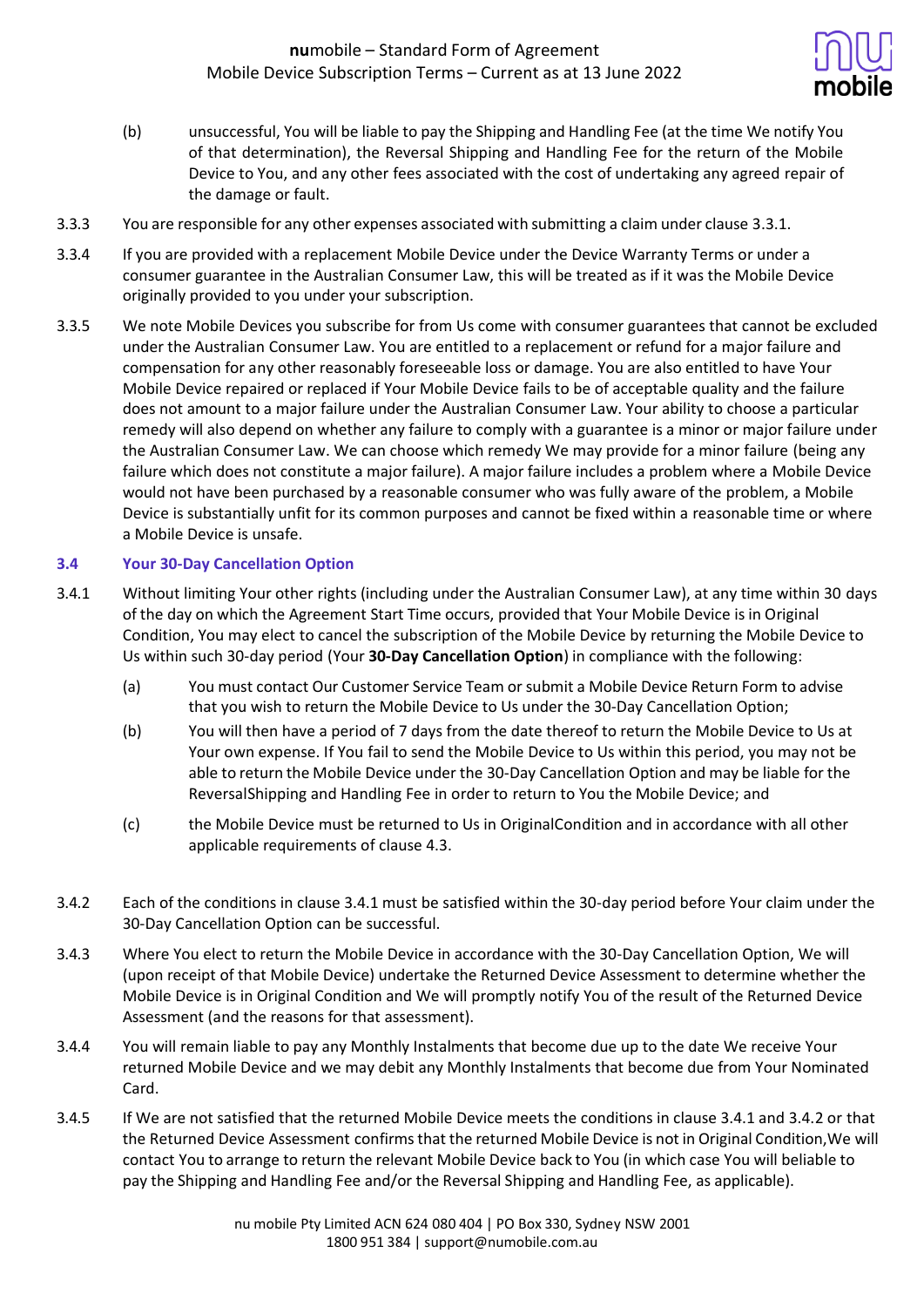(b) unsuccessful, You will be liable to pay the Shipping and Handling Fee (at the time We notify You of that determination), the Reversal Shipping and Handling Fee for the return of the Mobile Device to You, and any other fees associated with the cost of undertaking any agreed repair of the damage or fault.

3.3.3 You are responsible for any other expenses associated with submitting a claim under clause 3.3.1.

3.3.4 If you are provided with a replacement Mobile Device under the Device Warranty Terms or under a consumer guarantee in the Australian Consumer Law, this will be treated as if it was the Mobile Device originally provided to you under your subscription.

3.3.5 We note Mobile Devices you subscribe for from Us come with consumer guarantees that cannot be excluded under the Australian Consumer Law. You are entitled to a replacement or refund for a major failure and compensation for any other reasonably foreseeable loss or damage. You are also entitled to have Your Mobile Device repaired or replaced if Your Mobile Device fails to be of acceptable quality and the failure does not amount to a major failure under the Australian Consumer Law. Your ability to choose a particular remedy will also depend on whether any failure to comply with a guarantee is a minor or major failure under the Australian Consumer Law. We can choose which remedy We may provide for a minor failure (being any failure which does not constitute a major failure). A major failure includes a problem where a Mobile Device would not have been purchased by a reasonable consumer who was fully aware of the problem, a Mobile Device is substantially unfit for its common purposes and cannot be fixed within a reasonable time or where a Mobile Device is unsafe.

### 3.4 Your 30-Day Cancellation Option

3.4.1 Without limiting Your other rights (including under the Australian Consumer Law), at any time within 30 days of the day on which the Agreement Start Time occurs, provided that Your Mobile Device is in Original Condition, You may elect to cancel the subscription of the Mobile Device by returning the Mobile Device to Us within such 30-day period (Your **30-Day Cancellation Option**) in compliance with the following:

(a) You must contact Our Customer Service Team or submit a Mobile Device Return Form to advise that you wish to return the Mobile Device to Us under the 30-Day Cancellation Option;

(b) You will then have a period of 7 days from the date thereof to return the Mobile Device to Us at Your own expense. If You fail to send the Mobile Device to Us within this period, you may not be able to return the Mobile Device under the 30-Day Cancellation Option and may be liable for the ReversalShipping and Handling Fee in order to return to You the Mobile Device; and

(c) the Mobile Device must be returned to Us in OriginalCondition and in accordance with all other applicable requirements of clause 4.3.

3.4.2 Each of the conditions in clause 3.4.1 must be satisfied within the 30-day period before Your claim under the 30-Day Cancellation Option can be successful.

3.4.3 Where You elect to return the Mobile Device in accordance with the 30-Day Cancellation Option, We will (upon receipt of that Mobile Device) undertake the Returned Device Assessment to determine whether the Mobile Device is in Original Condition and We will promptly notify You of the result of the Returned Device Assessment (and the reasons for that assessment).

3.4.4 You will remain liable to pay any Monthly Instalments that become due up to the date We receive Your returned Mobile Device and we may debit any Monthly Instalments that become due from Your Nominated Card.

3.4.5 If We are not satisfied that the returned Mobile Device meets the conditions in clause 3.4.1 and 3.4.2 or that the Returned Device Assessment confirms that the returned Mobile Device is not in Original Condition,We will contact You to arrange to return the relevant Mobile Device back to You (in which case You will beliable to pay the Shipping and Handling Fee and/or the Reversal Shipping and Handling Fee, as applicable).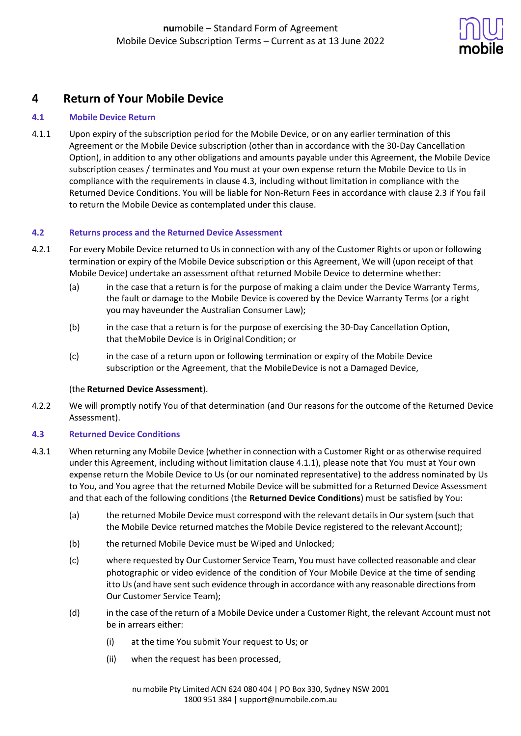## 4 Return of Your Mobile Device

### 4.1 Mobile Device Return

4.1.1 Upon expiry of the subscription period for the Mobile Device, or on any earlier termination of this Agreement or the Mobile Device subscription (other than in accordance with the 30-Day Cancellation Option), in addition to any other obligations and amounts payable under this Agreement, the Mobile Device subscription ceases / terminates and You must at your own expense return the Mobile Device to Us in compliance with the requirements in clause 4.3, including without limitation in compliance with the Returned Device Conditions. You will be liable for Non-Return Fees in accordance with clause 2.3 if You fail to return the Mobile Device as contemplated under this clause.

### 4.2 Returns process and the Returned Device Assessment

4.2.1 For every Mobile Device returned to Us in connection with any of the Customer Rights or upon or following termination or expiry of the Mobile Device subscription or this Agreement, We will (upon receipt of that Mobile Device) undertake an assessment ofthat returned Mobile Device to determine whether:

(a) in the case that a return is for the purpose of making a claim under the Device Warranty Terms, the fault or damage to the Mobile Device is covered by the Device Warranty Terms (or a right you may haveunder the Australian Consumer Law);

(b) in the case that a return is for the purpose of exercising the 30-Day Cancellation Option, that theMobile Device is in Original Condition; or

(c) in the case of a return upon or following termination or expiry of the Mobile Device subscription or the Agreement, that the MobileDevice is not a Damaged Device,

(the **Returned Device Assessment**).

4.2.2 We will promptly notify You of that determination (and Our reasons for the outcome of the Returned Device Assessment).

### 4.3 Returned Device Conditions

4.3.1 When returning any Mobile Device (whether in connection with a Customer Right or as otherwise required under this Agreement, including without limitation clause 4.1.1), please note that You must at Your own expense return the Mobile Device to Us (or our nominated representative) to the address nominated by Us to You, and You agree that the returned Mobile Device will be submitted for a Returned Device Assessment and that each of the following conditions (the **Returned Device Conditions**) must be satisfied by You:

(a) the returned Mobile Device must correspond with the relevant details in Our system (such that the Mobile Device returned matches the Mobile Device registered to the relevant Account);

(b) the returned Mobile Device must be Wiped and Unlocked;

(c) where requested by Our Customer Service Team, You must have collected reasonable and clear photographic or video evidence of the condition of Your Mobile Device at the time of sending itto Us (and have sent such evidence through in accordance with any reasonable directions from Our Customer Service Team);

(d) in the case of the return of a Mobile Device under a Customer Right, the relevant Account must not be in arrears either:

(i) at the time You submit Your request to Us; or

(ii) when the request has been processed,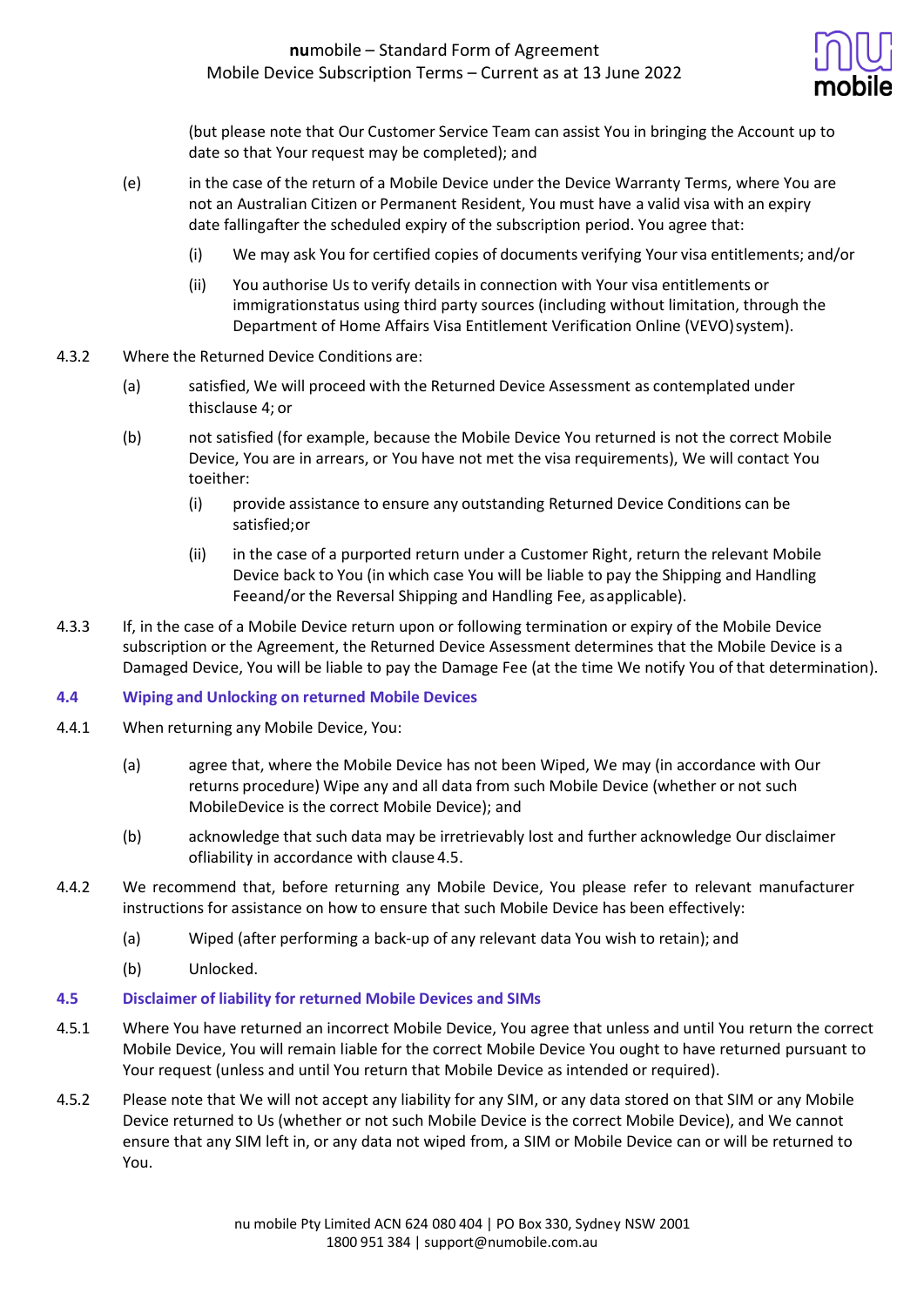(but please note that Our Customer Service Team can assist You in bringing the Account up to date so that Your request may be completed); and

(e) in the case of the return of a Mobile Device under the Device Warranty Terms, where You are not an Australian Citizen or Permanent Resident, You must have a valid visa with an expiry date fallingafter the scheduled expiry of the subscription period. You agree that:

(i) We may ask You for certified copies of documents verifying Your visa entitlements; and/or

(ii) You authorise Us to verify details in connection with Your visa entitlements or immigrationstatus using third party sources (including without limitation, through the Department of Home Affairs Visa Entitlement Verification Online (VEVO) system).

4.3.2 Where the Returned Device Conditions are:

(a) satisfied, We will proceed with the Returned Device Assessment as contemplated under thisclause 4; or

(b) not satisfied (for example, because the Mobile Device You returned is not the correct Mobile Device, You are in arrears, or You have not met the visa requirements), We will contact You toeither:

(i) provide assistance to ensure any outstanding Returned Device Conditions can be satisfied;or

(ii) in the case of a purported return under a Customer Right, return the relevant Mobile Device back to You (in which case You will be liable to pay the Shipping and Handling Feeand/or the Reversal Shipping and Handling Fee, as applicable).

4.3.3 If, in the case of a Mobile Device return upon or following termination or expiry of the Mobile Device subscription or the Agreement, the Returned Device Assessment determines that the Mobile Device is a Damaged Device, You will be liable to pay the Damage Fee (at the time We notify You of that determination).

### 4.4 Wiping and Unlocking on returned Mobile Devices

4.4.1 When returning any Mobile Device, You:

(a) agree that, where the Mobile Device has not been Wiped, We may (in accordance with Our returns procedure) Wipe any and all data from such Mobile Device (whether or not such MobileDevice is the correct Mobile Device); and

(b) acknowledge that such data may be irretrievably lost and further acknowledge Our disclaimer ofliability in accordance with clause 4.5.

4.4.2 We recommend that, before returning any Mobile Device, You please refer to relevant manufacturer instructions for assistance on how to ensure that such Mobile Device has been effectively:

(a) Wiped (after performing a back-up of any relevant data You wish to retain); and

(b) Unlocked.

### 4.5 Disclaimer of liability for returned Mobile Devices and SIMs

4.5.1 Where You have returned an incorrect Mobile Device, You agree that unless and until You return the correct Mobile Device, You will remain liable for the correct Mobile Device You ought to have returned pursuant to Your request (unless and until You return that Mobile Device as intended or required).

4.5.2 Please note that We will not accept any liability for any SIM, or any data stored on that SIM or any Mobile Device returned to Us (whether or not such Mobile Device is the correct Mobile Device), and We cannot ensure that any SIM left in, or any data not wiped from, a SIM or Mobile Device can or will be returned to You.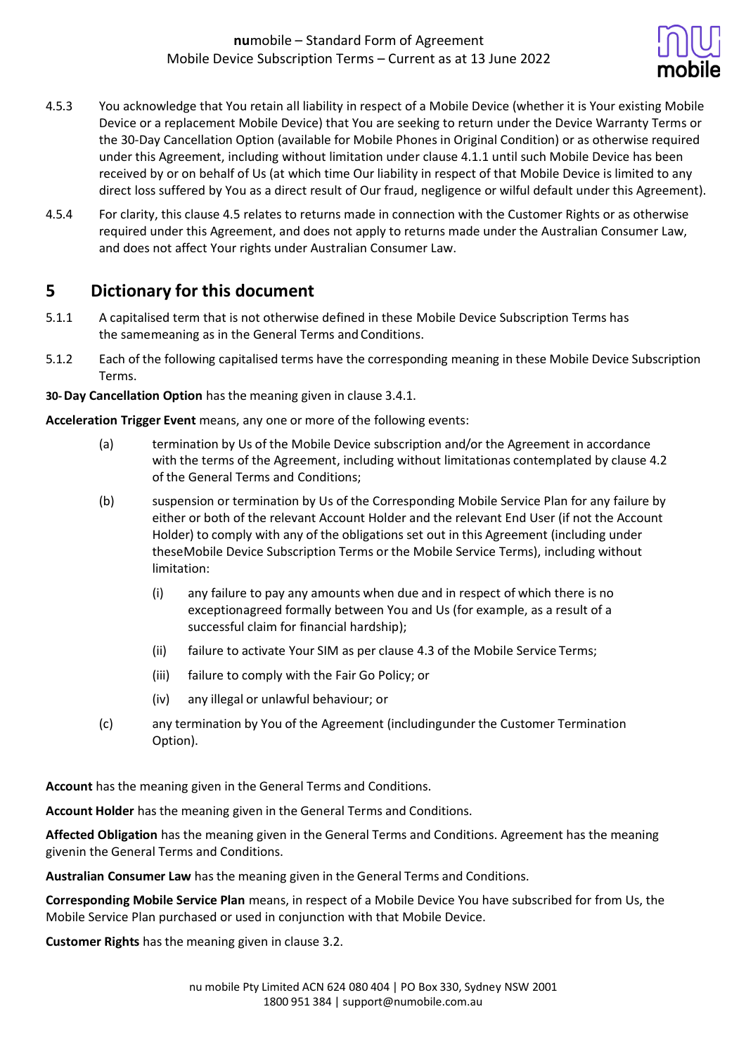4.5.3 You acknowledge that You retain all liability in respect of a Mobile Device (whether it is Your existing Mobile Device or a replacement Mobile Device) that You are seeking to return under the Device Warranty Terms or the 30-Day Cancellation Option (available for Mobile Phones in Original Condition) or as otherwise required under this Agreement, including without limitation under clause 4.1.1 until such Mobile Device has been received by or on behalf of Us (at which time Our liability in respect of that Mobile Device is limited to any direct loss suffered by You as a direct result of Our fraud, negligence or wilful default under this Agreement).

4.5.4 For clarity, this clause 4.5 relates to returns made in connection with the Customer Rights or as otherwise required under this Agreement, and does not apply to returns made under the Australian Consumer Law, and does not affect Your rights under Australian Consumer Law.

## 5 Dictionary for this document

5.1.1 A capitalised term that is not otherwise defined in these Mobile Device Subscription Terms has the samemeaning as in the General Terms and Conditions.

5.1.2 Each of the following capitalised terms have the corresponding meaning in these Mobile Device Subscription Terms.

**30-Day Cancellation Option** has the meaning given in clause 3.4.1.

**Acceleration Trigger Event** means, any one or more of the following events:

(a) termination by Us of the Mobile Device subscription and/or the Agreement in accordance with the terms of the Agreement, including without limitationas contemplated by clause 4.2 of the General Terms and Conditions;

(b) suspension or termination by Us of the Corresponding Mobile Service Plan for any failure by either or both of the relevant Account Holder and the relevant End User (if not the Account Holder) to comply with any of the obligations set out in this Agreement (including under theseMobile Device Subscription Terms or the Mobile Service Terms), including without limitation:

   (i) any failure to pay any amounts when due and in respect of which there is no exceptionagreed formally between You and Us (for example, as a result of a successful claim for financial hardship);

   (ii) failure to activate Your SIM as per clause 4.3 of the Mobile Service Terms;

   (iii) failure to comply with the Fair Go Policy; or

   (iv) any illegal or unlawful behaviour; or

(c) any termination by You of the Agreement (includingunder the Customer Termination Option).

**Account** has the meaning given in the General Terms and Conditions.

**Account Holder** has the meaning given in the General Terms and Conditions.

**Affected Obligation** has the meaning given in the General Terms and Conditions. Agreement has the meaning givenin the General Terms and Conditions.

**Australian Consumer Law** has the meaning given in the General Terms and Conditions.

**Corresponding Mobile Service Plan** means, in respect of a Mobile Device You have subscribed for from Us, the Mobile Service Plan purchased or used in conjunction with that Mobile Device.

**Customer Rights** has the meaning given in clause 3.2.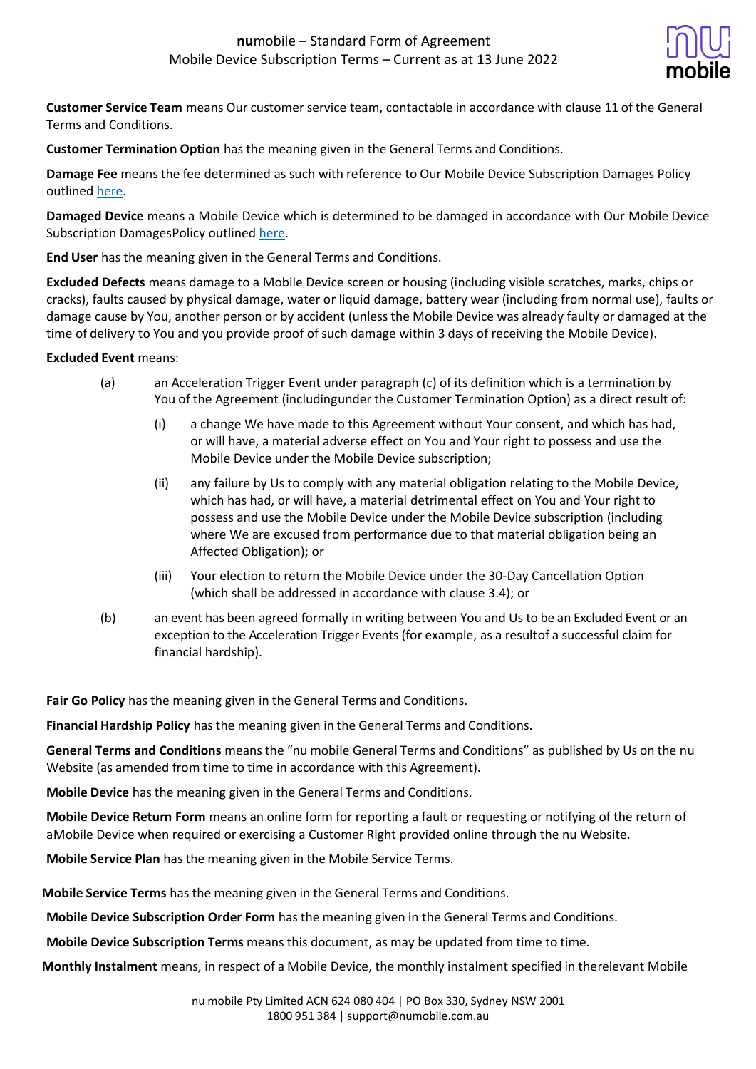**Customer Service Team** means Our customer service team, contactable in accordance with clause 11 of the General Terms and Conditions.

**Customer Termination Option** has the meaning given in the General Terms and Conditions.

**Damage Fee** means the fee determined as such with reference to Our Mobile Device Subscription Damages Policy outlined here.

**Damaged Device** means a Mobile Device which is determined to be damaged in accordance with Our Mobile Device Subscription DamagesPolicy outlined here.

**End User** has the meaning given in the General Terms and Conditions.

**Excluded Defects** means damage to a Mobile Device screen or housing (including visible scratches, marks, chips or cracks), faults caused by physical damage, water or liquid damage, battery wear (including from normal use), faults or damage cause by You, another person or by accident (unless the Mobile Device was already faulty or damaged at the time of delivery to You and you provide proof of such damage within 3 days of receiving the Mobile Device).

**Excluded Event** means:

(a) an Acceleration Trigger Event under paragraph (c) of its definition which is a termination by You of the Agreement (includingunder the Customer Termination Option) as a direct result of:

(i) a change We have made to this Agreement without Your consent, and which has had, or will have, a material adverse effect on You and Your right to possess and use the Mobile Device under the Mobile Device subscription;

(ii) any failure by Us to comply with any material obligation relating to the Mobile Device, which has had, or will have, a material detrimental effect on You and Your right to possess and use the Mobile Device under the Mobile Device subscription (including where We are excused from performance due to that material obligation being an Affected Obligation); or

(iii) Your election to return the Mobile Device under the 30-Day Cancellation Option (which shall be addressed in accordance with clause 3.4); or

(b) an event has been agreed formally in writing between You and Us to be an Excluded Event or an exception to the Acceleration Trigger Events (for example, as a resultof a successful claim for financial hardship).

**Fair Go Policy** has the meaning given in the General Terms and Conditions.

**Financial Hardship Policy** has the meaning given in the General Terms and Conditions.

**General Terms and Conditions** means the "nu mobile General Terms and Conditions" as published by Us on the nu Website (as amended from time to time in accordance with this Agreement).

**Mobile Device** has the meaning given in the General Terms and Conditions.

**Mobile Device Return Form** means an online form for reporting a fault or requesting or notifying of the return of aMobile Device when required or exercising a Customer Right provided online through the nu Website.

**Mobile Service Plan** has the meaning given in the Mobile Service Terms.

**Mobile Service Terms** has the meaning given in the General Terms and Conditions.

**Mobile Device Subscription Order Form** has the meaning given in the General Terms and Conditions.

**Mobile Device Subscription Terms** means this document, as may be updated from time to time.

**Monthly Instalment** means, in respect of a Mobile Device, the monthly instalment specified in therelevant Mobile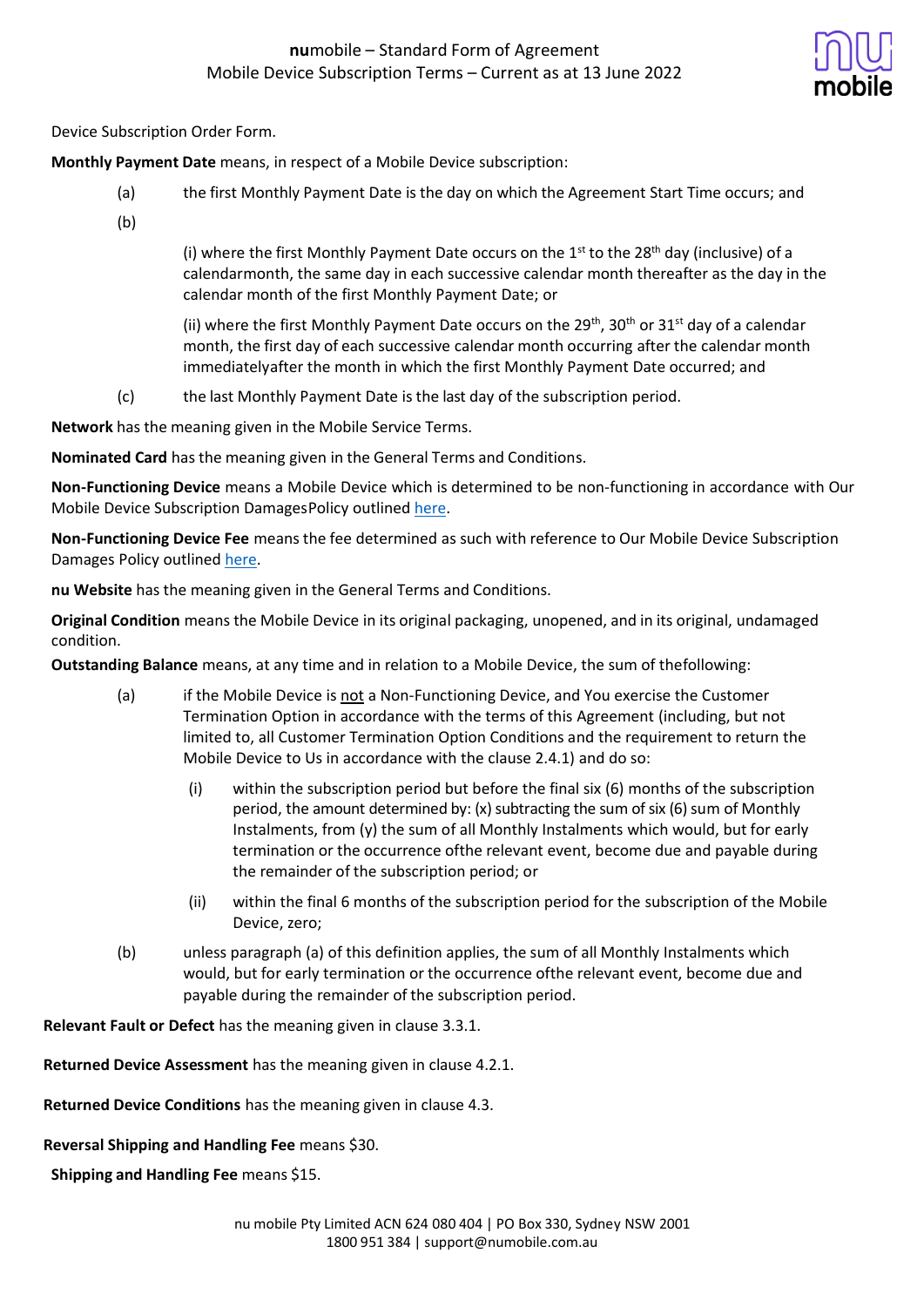Device Subscription Order Form.

**Monthly Payment Date** means, in respect of a Mobile Device subscription:

(a) the first Monthly Payment Date is the day on which the Agreement Start Time occurs; and

(b)

(i) where the first Monthly Payment Date occurs on the 1st to the 28th day (inclusive) of a calendarmonth, the same day in each successive calendar month thereafter as the day in the calendar month of the first Monthly Payment Date; or

(ii) where the first Monthly Payment Date occurs on the 29th, 30th or 31st day of a calendar month, the first day of each successive calendar month occurring after the calendar month immediatelyafter the month in which the first Monthly Payment Date occurred; and

(c) the last Monthly Payment Date is the last day of the subscription period.

**Network** has the meaning given in the Mobile Service Terms.

**Nominated Card** has the meaning given in the General Terms and Conditions.

**Non-Functioning Device** means a Mobile Device which is determined to be non-functioning in accordance with Our Mobile Device Subscription DamagesPolicy outlined here.

**Non-Functioning Device Fee** means the fee determined as such with reference to Our Mobile Device Subscription Damages Policy outlined here.

**nu Website** has the meaning given in the General Terms and Conditions.

**Original Condition** means the Mobile Device in its original packaging, unopened, and in its original, undamaged condition.

**Outstanding Balance** means, at any time and in relation to a Mobile Device, the sum of thefollowing:

(a) if the Mobile Device is not a Non-Functioning Device, and You exercise the Customer Termination Option in accordance with the terms of this Agreement (including, but not limited to, all Customer Termination Option Conditions and the requirement to return the Mobile Device to Us in accordance with the clause 2.4.1) and do so:

(i) within the subscription period but before the final six (6) months of the subscription period, the amount determined by: (x) subtracting the sum of six (6) sum of Monthly Instalments, from (y) the sum of all Monthly Instalments which would, but for early termination or the occurrence ofthe relevant event, become due and payable during the remainder of the subscription period; or

(ii) within the final 6 months of the subscription period for the subscription of the Mobile Device, zero;

(b) unless paragraph (a) of this definition applies, the sum of all Monthly Instalments which would, but for early termination or the occurrence ofthe relevant event, become due and payable during the remainder of the subscription period.

**Relevant Fault or Defect** has the meaning given in clause 3.3.1.

**Returned Device Assessment** has the meaning given in clause 4.2.1.

**Returned Device Conditions** has the meaning given in clause 4.3.

**Reversal Shipping and Handling Fee** means $30.

**Shipping and Handling Fee** means $15.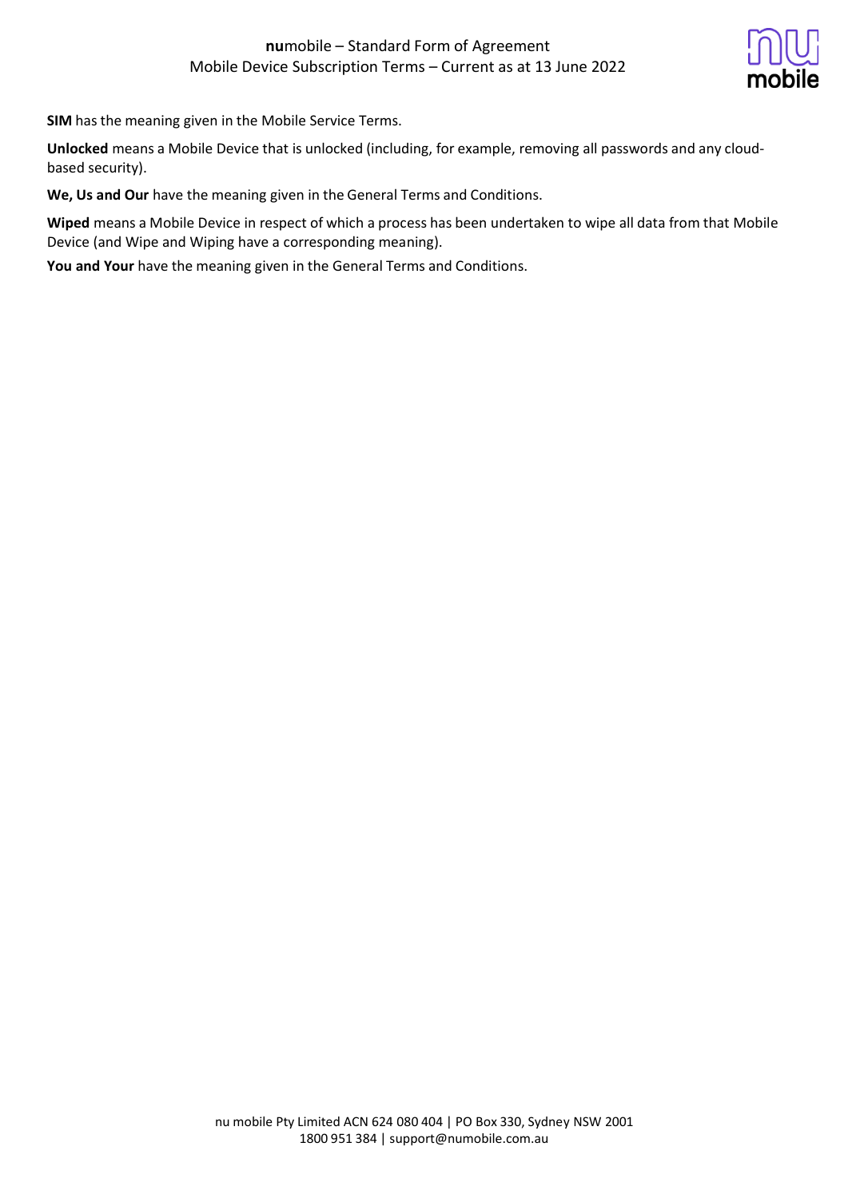**SIM** has the meaning given in the Mobile Service Terms.

**Unlocked** means a Mobile Device that is unlocked (including, for example, removing all passwords and any cloud-based security).

**We, Us and Our** have the meaning given in the General Terms and Conditions.

**Wiped** means a Mobile Device in respect of which a process has been undertaken to wipe all data from that Mobile Device (and Wipe and Wiping have a corresponding meaning).

**You and Your** have the meaning given in the General Terms and Conditions.